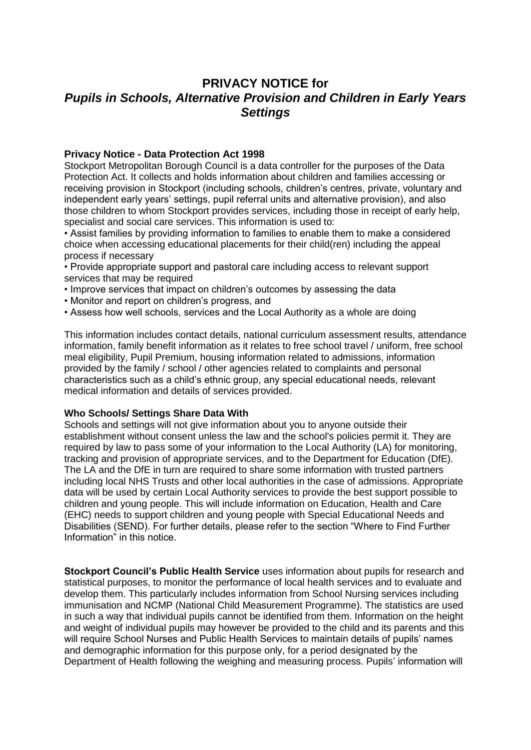# PRIVACY NOTICE for
# *Pupils in Schools, Alternative Provision and Children in Early Years Settings*

**Privacy Notice - Data Protection Act 1998**

Stockport Metropolitan Borough Council is a data controller for the purposes of the Data Protection Act. It collects and holds information about children and families accessing or receiving provision in Stockport (including schools, children's centres, private, voluntary and independent early years' settings, pupil referral units and alternative provision), and also those children to whom Stockport provides services, including those in receipt of early help, specialist and social care services. This information is used to:

- Assist families by providing information to families to enable them to make a considered choice when accessing educational placements for their child(ren) including the appeal process if necessary
- Provide appropriate support and pastoral care including access to relevant support services that may be required
- Improve services that impact on children's outcomes by assessing the data
- Monitor and report on children's progress, and
- Assess how well schools, services and the Local Authority as a whole are doing

This information includes contact details, national curriculum assessment results, attendance information, family benefit information as it relates to free school travel / uniform, free school meal eligibility, Pupil Premium, housing information related to admissions, information provided by the family / school / other agencies related to complaints and personal characteristics such as a child's ethnic group, any special educational needs, relevant medical information and details of services provided.

**Who Schools/ Settings Share Data With**

Schools and settings will not give information about you to anyone outside their establishment without consent unless the law and the school's policies permit it. They are required by law to pass some of your information to the Local Authority (LA) for monitoring, tracking and provision of appropriate services, and to the Department for Education (DfE). The LA and the DfE in turn are required to share some information with trusted partners including local NHS Trusts and other local authorities in the case of admissions. Appropriate data will be used by certain Local Authority services to provide the best support possible to children and young people. This will include information on Education, Health and Care (EHC) needs to support children and young people with Special Educational Needs and Disabilities (SEND). For further details, please refer to the section "Where to Find Further Information" in this notice.

**Stockport Council's Public Health Service** uses information about pupils for research and statistical purposes, to monitor the performance of local health services and to evaluate and develop them. This particularly includes information from School Nursing services including immunisation and NCMP (National Child Measurement Programme). The statistics are used in such a way that individual pupils cannot be identified from them. Information on the height and weight of individual pupils may however be provided to the child and its parents and this will require School Nurses and Public Health Services to maintain details of pupils' names and demographic information for this purpose only, for a period designated by the Department of Health following the weighing and measuring process. Pupils' information will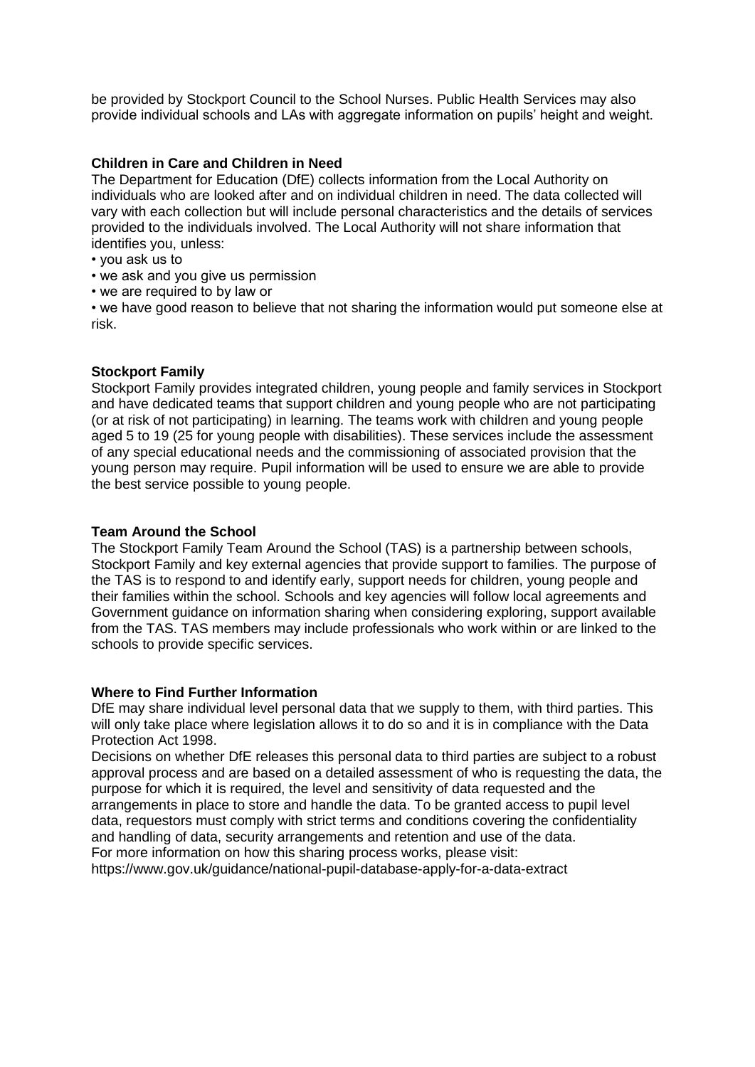be provided by Stockport Council to the School Nurses. Public Health Services may also provide individual schools and LAs with aggregate information on pupils' height and weight.

**Children in Care and Children in Need**

The Department for Education (DfE) collects information from the Local Authority on individuals who are looked after and on individual children in need. The data collected will vary with each collection but will include personal characteristics and the details of services provided to the individuals involved. The Local Authority will not share information that identifies you, unless:

- you ask us to
- we ask and you give us permission
- we are required to by law or
- we have good reason to believe that not sharing the information would put someone else at risk.

**Stockport Family**

Stockport Family provides integrated children, young people and family services in Stockport and have dedicated teams that support children and young people who are not participating (or at risk of not participating) in learning. The teams work with children and young people aged 5 to 19 (25 for young people with disabilities). These services include the assessment of any special educational needs and the commissioning of associated provision that the young person may require. Pupil information will be used to ensure we are able to provide the best service possible to young people.

**Team Around the School**

The Stockport Family Team Around the School (TAS) is a partnership between schools, Stockport Family and key external agencies that provide support to families. The purpose of the TAS is to respond to and identify early, support needs for children, young people and their families within the school. Schools and key agencies will follow local agreements and Government guidance on information sharing when considering exploring, support available from the TAS. TAS members may include professionals who work within or are linked to the schools to provide specific services.

**Where to Find Further Information**

DfE may share individual level personal data that we supply to them, with third parties. This will only take place where legislation allows it to do so and it is in compliance with the Data Protection Act 1998.

Decisions on whether DfE releases this personal data to third parties are subject to a robust approval process and are based on a detailed assessment of who is requesting the data, the purpose for which it is required, the level and sensitivity of data requested and the arrangements in place to store and handle the data. To be granted access to pupil level data, requestors must comply with strict terms and conditions covering the confidentiality and handling of data, security arrangements and retention and use of the data.

For more information on how this sharing process works, please visit:

https://www.gov.uk/guidance/national-pupil-database-apply-for-a-data-extract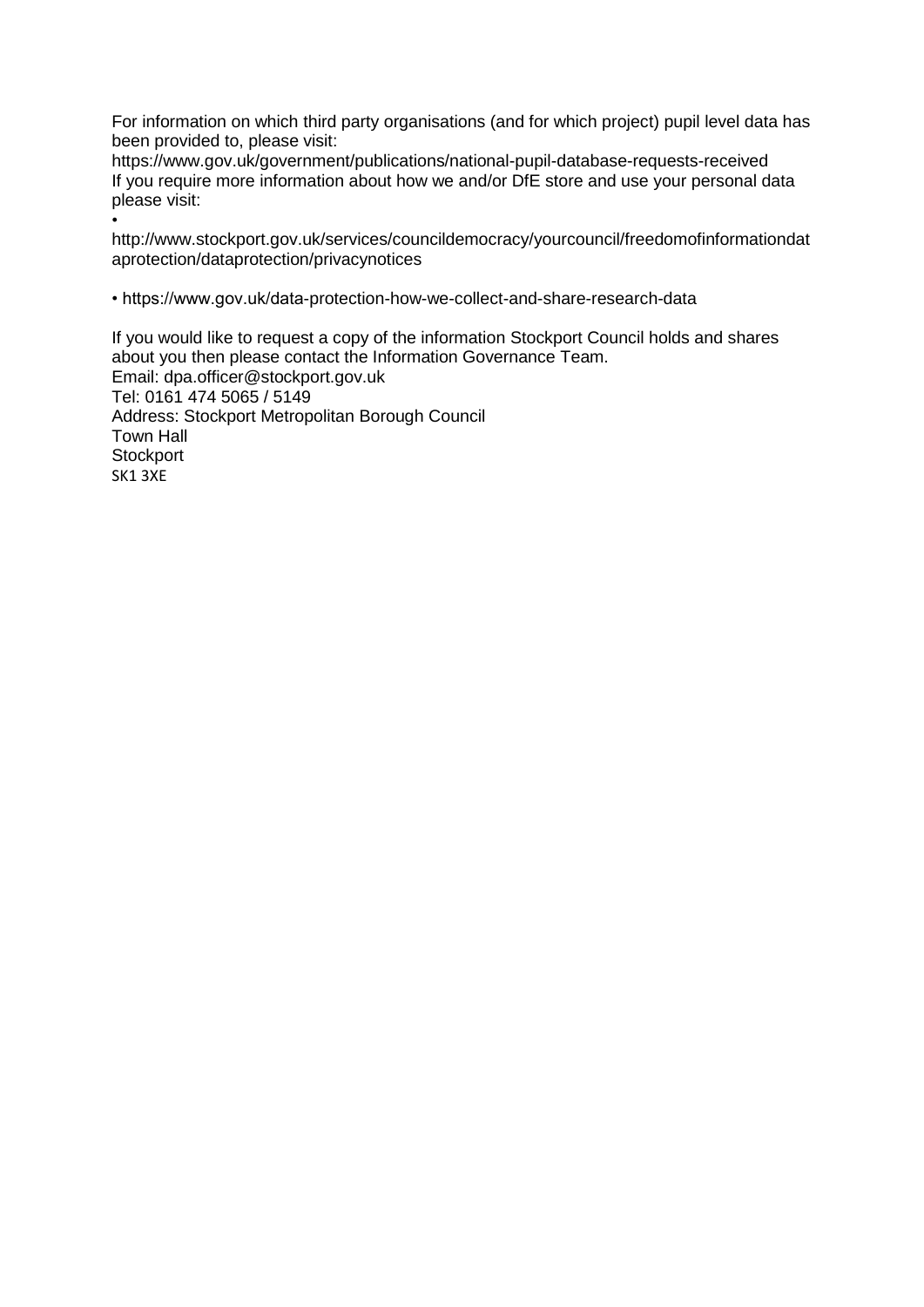For information on which third party organisations (and for which project) pupil level data has been provided to, please visit:
https://www.gov.uk/government/publications/national-pupil-database-requests-received
If you require more information about how we and/or DfE store and use your personal data please visit:

- http://www.stockport.gov.uk/services/councildemocracy/yourcouncil/freedomofinformationdataprotection/dataprotection/privacynotices

- https://www.gov.uk/data-protection-how-we-collect-and-share-research-data

If you would like to request a copy of the information Stockport Council holds and shares about you then please contact the Information Governance Team.
Email: dpa.officer@stockport.gov.uk
Tel: 0161 474 5065 / 5149
Address: Stockport Metropolitan Borough Council
Town Hall
Stockport
SK1 3XE